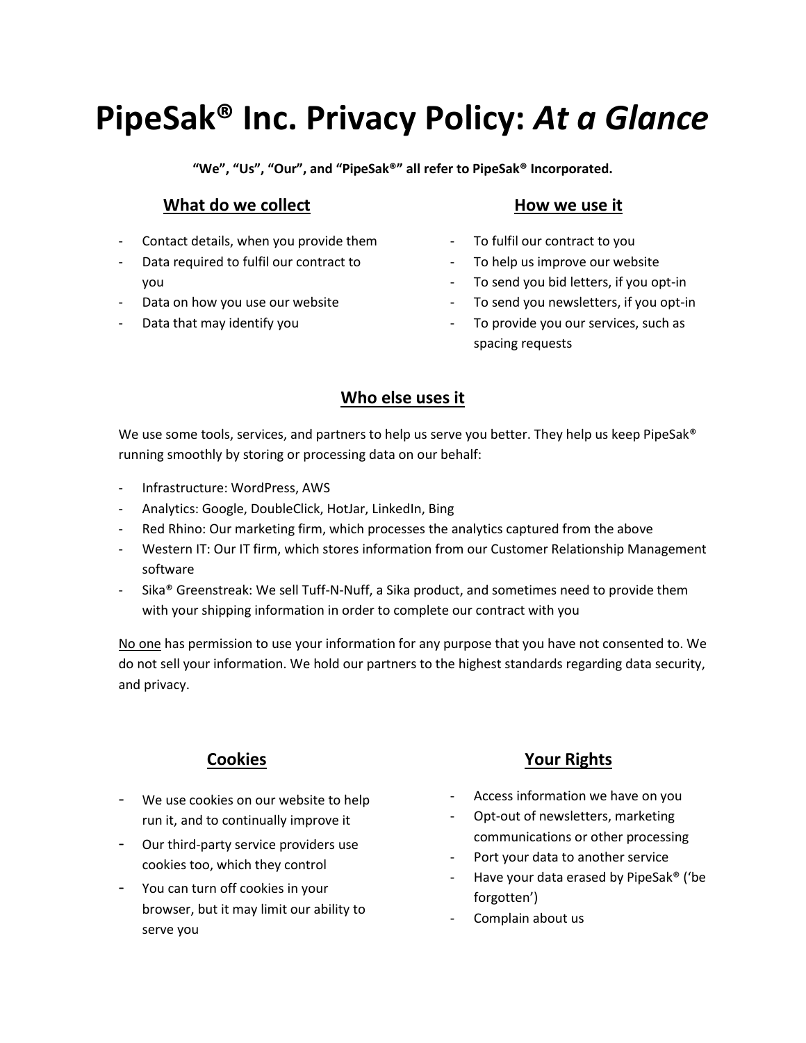# PipeSak® Inc. Privacy Policy: *At a Glance*

**"We", "Us", "Our", and "PipeSak®" all refer to PipeSak® Incorporated.**

## What do we collect

- Contact details, when you provide them
- Data required to fulfil our contract to you
- Data on how you use our website
- Data that may identify you

## How we use it

- To fulfil our contract to you
- To help us improve our website
- To send you bid letters, if you opt-in
- To send you newsletters, if you opt-in
- To provide you our services, such as spacing requests

## Who else uses it

We use some tools, services, and partners to help us serve you better. They help us keep PipeSak® running smoothly by storing or processing data on our behalf:

- Infrastructure: WordPress, AWS
- Analytics: Google, DoubleClick, HotJar, LinkedIn, Bing
- Red Rhino: Our marketing firm, which processes the analytics captured from the above
- Western IT: Our IT firm, which stores information from our Customer Relationship Management software
- Sika® Greenstreak: We sell Tuff-N-Nuff, a Sika product, and sometimes need to provide them with your shipping information in order to complete our contract with you

No one has permission to use your information for any purpose that you have not consented to. We do not sell your information. We hold our partners to the highest standards regarding data security, and privacy.

## Cookies

- We use cookies on our website to help run it, and to continually improve it
- Our third-party service providers use cookies too, which they control
- You can turn off cookies in your browser, but it may limit our ability to serve you

## Your Rights

- Access information we have on you
- Opt-out of newsletters, marketing communications or other processing
- Port your data to another service
- Have your data erased by PipeSak® ('be forgotten')
- Complain about us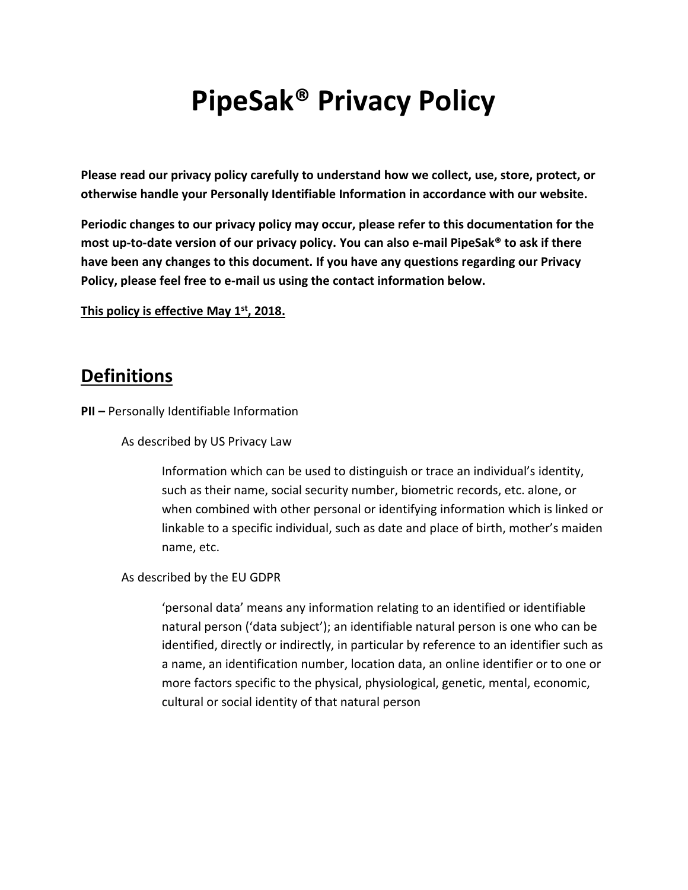# PipeSak® Privacy Policy

**Please read our privacy policy carefully to understand how we collect, use, store, protect, or otherwise handle your Personally Identifiable Information in accordance with our website.**

**Periodic changes to our privacy policy may occur, please refer to this documentation for the most up-to-date version of our privacy policy. You can also e-mail PipeSak® to ask if there have been any changes to this document. If you have any questions regarding our Privacy Policy, please feel free to e-mail us using the contact information below.**

<u>**This policy is effective May 1st, 2018.**</u>

## <u>Definitions</u>

**PII –** Personally Identifiable Information

> As described by US Privacy Law
>
> > Information which can be used to distinguish or trace an individual's identity, such as their name, social security number, biometric records, etc. alone, or when combined with other personal or identifying information which is linked or linkable to a specific individual, such as date and place of birth, mother's maiden name, etc.
>
> As described by the EU GDPR
>
> > 'personal data' means any information relating to an identified or identifiable natural person ('data subject'); an identifiable natural person is one who can be identified, directly or indirectly, in particular by reference to an identifier such as a name, an identification number, location data, an online identifier or to one or more factors specific to the physical, physiological, genetic, mental, economic, cultural or social identity of that natural person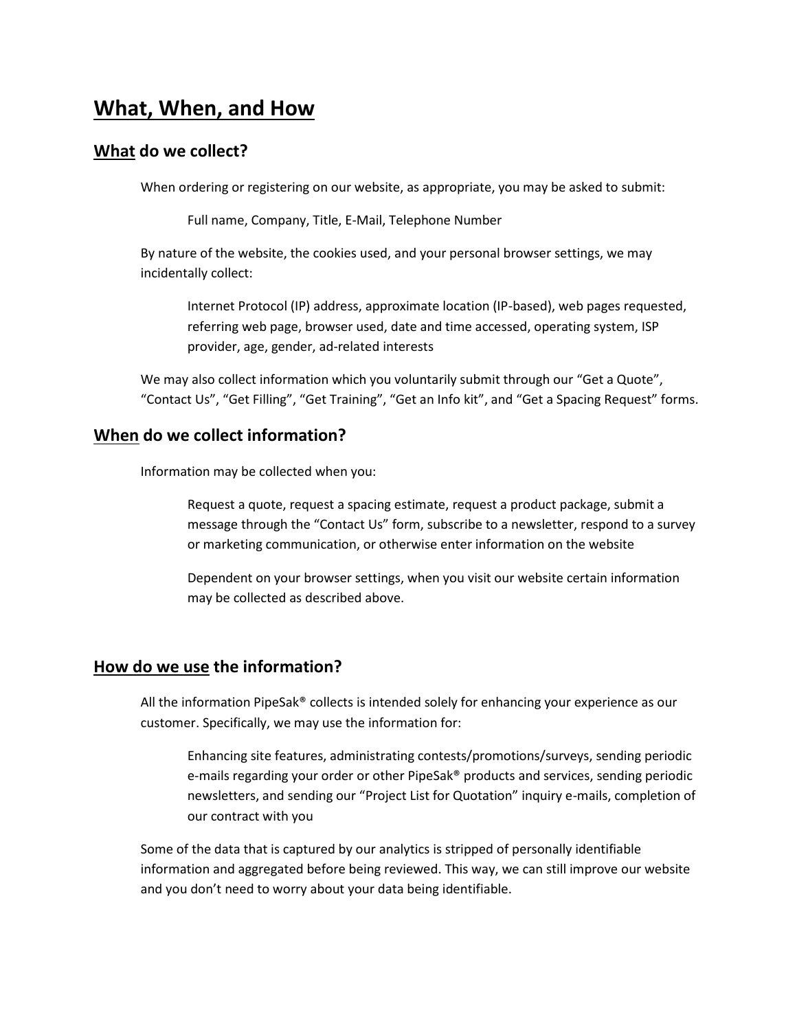# What, When, and How

## What do we collect?

When ordering or registering on our website, as appropriate, you may be asked to submit:

> Full name, Company, Title, E-Mail, Telephone Number

By nature of the website, the cookies used, and your personal browser settings, we may incidentally collect:

> Internet Protocol (IP) address, approximate location (IP-based), web pages requested, referring web page, browser used, date and time accessed, operating system, ISP provider, age, gender, ad-related interests

We may also collect information which you voluntarily submit through our "Get a Quote", "Contact Us", "Get Filling", "Get Training", "Get an Info kit", and "Get a Spacing Request" forms.

## When do we collect information?

Information may be collected when you:

> Request a quote, request a spacing estimate, request a product package, submit a message through the "Contact Us" form, subscribe to a newsletter, respond to a survey or marketing communication, or otherwise enter information on the website
>
> Dependent on your browser settings, when you visit our website certain information may be collected as described above.

## How do we use the information?

All the information PipeSak® collects is intended solely for enhancing your experience as our customer. Specifically, we may use the information for:

> Enhancing site features, administrating contests/promotions/surveys, sending periodic e-mails regarding your order or other PipeSak® products and services, sending periodic newsletters, and sending our "Project List for Quotation" inquiry e-mails, completion of our contract with you

Some of the data that is captured by our analytics is stripped of personally identifiable information and aggregated before being reviewed. This way, we can still improve our website and you don't need to worry about your data being identifiable.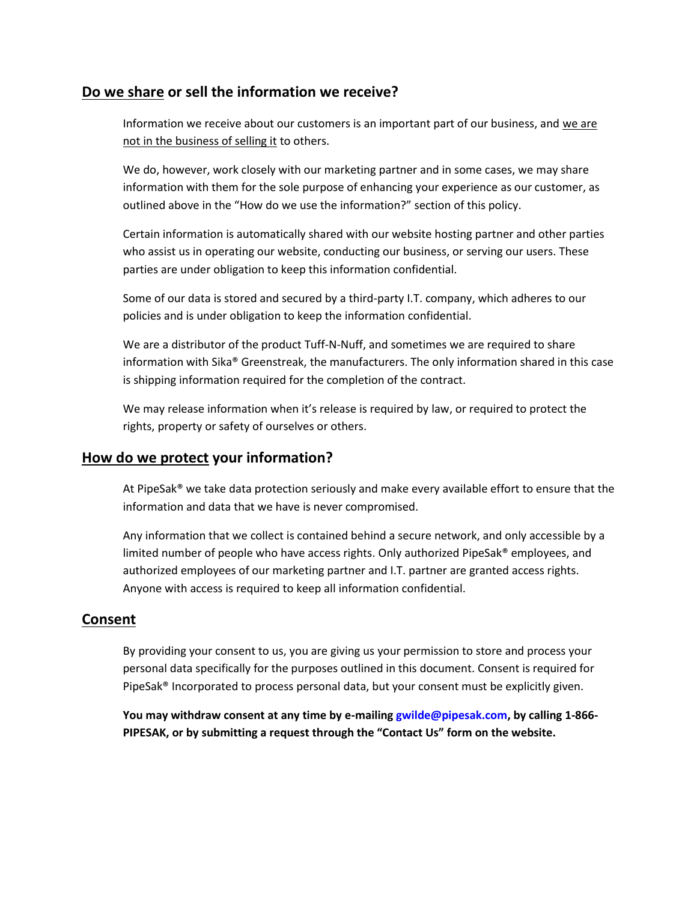## <u>Do we share</u> or sell the information we receive?

Information we receive about our customers is an important part of our business, and <u>we are not in the business of selling it</u> to others.

We do, however, work closely with our marketing partner and in some cases, we may share information with them for the sole purpose of enhancing your experience as our customer, as outlined above in the "How do we use the information?" section of this policy.

Certain information is automatically shared with our website hosting partner and other parties who assist us in operating our website, conducting our business, or serving our users. These parties are under obligation to keep this information confidential.

Some of our data is stored and secured by a third-party I.T. company, which adheres to our policies and is under obligation to keep the information confidential.

We are a distributor of the product Tuff-N-Nuff, and sometimes we are required to share information with Sika® Greenstreak, the manufacturers. The only information shared in this case is shipping information required for the completion of the contract.

We may release information when it's release is required by law, or required to protect the rights, property or safety of ourselves or others.

## <u>How do we protect</u> your information?

At PipeSak® we take data protection seriously and make every available effort to ensure that the information and data that we have is never compromised.

Any information that we collect is contained behind a secure network, and only accessible by a limited number of people who have access rights. Only authorized PipeSak® employees, and authorized employees of our marketing partner and I.T. partner are granted access rights. Anyone with access is required to keep all information confidential.

## <u>Consent</u>

By providing your consent to us, you are giving us your permission to store and process your personal data specifically for the purposes outlined in this document. Consent is required for PipeSak® Incorporated to process personal data, but your consent must be explicitly given.

**You may withdraw consent at any time by e-mailing gwilde@pipesak.com, by calling 1-866-PIPESAK, or by submitting a request through the "Contact Us" form on the website.**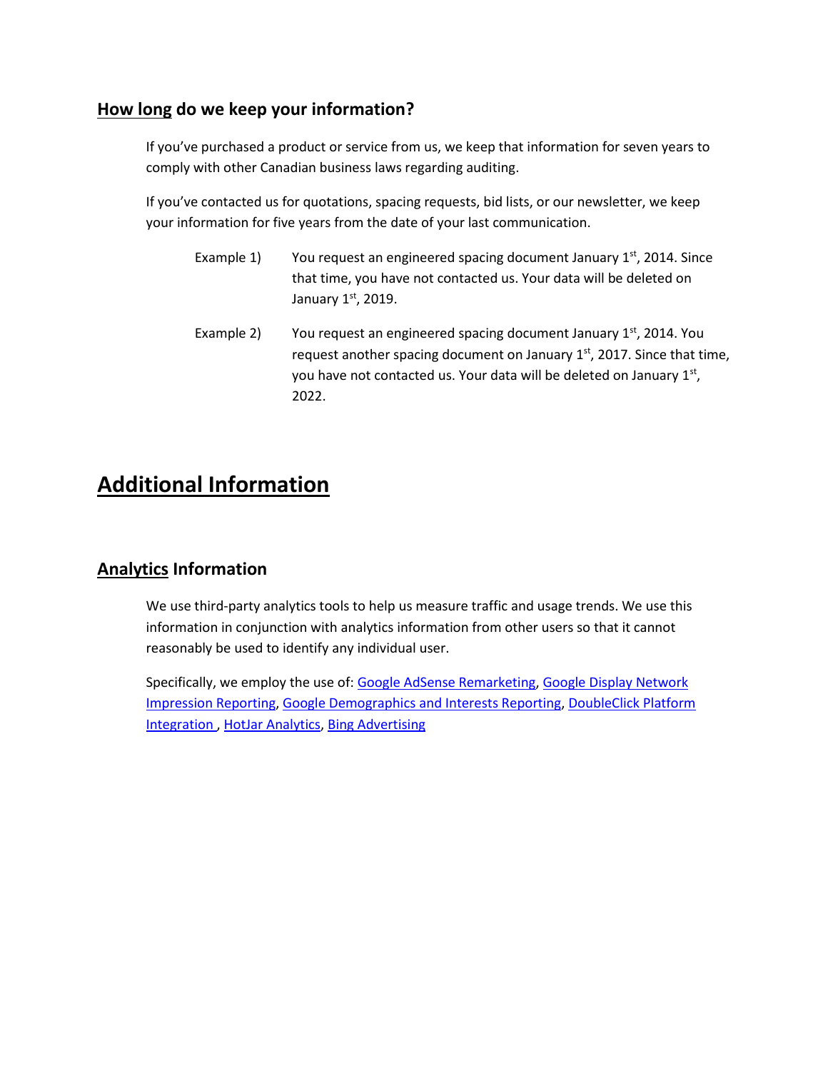### How long do we keep your information?

If you've purchased a product or service from us, we keep that information for seven years to comply with other Canadian business laws regarding auditing.

If you've contacted us for quotations, spacing requests, bid lists, or our newsletter, we keep your information for five years from the date of your last communication.

Example 1) You request an engineered spacing document January 1st, 2014. Since that time, you have not contacted us. Your data will be deleted on January 1st, 2019.

Example 2) You request an engineered spacing document January 1st, 2014. You request another spacing document on January 1st, 2017. Since that time, you have not contacted us. Your data will be deleted on January 1st, 2022.

## Additional Information

### Analytics Information

We use third-party analytics tools to help us measure traffic and usage trends. We use this information in conjunction with analytics information from other users so that it cannot reasonably be used to identify any individual user.

Specifically, we employ the use of: Google AdSense Remarketing, Google Display Network Impression Reporting, Google Demographics and Interests Reporting, DoubleClick Platform Integration , HotJar Analytics, Bing Advertising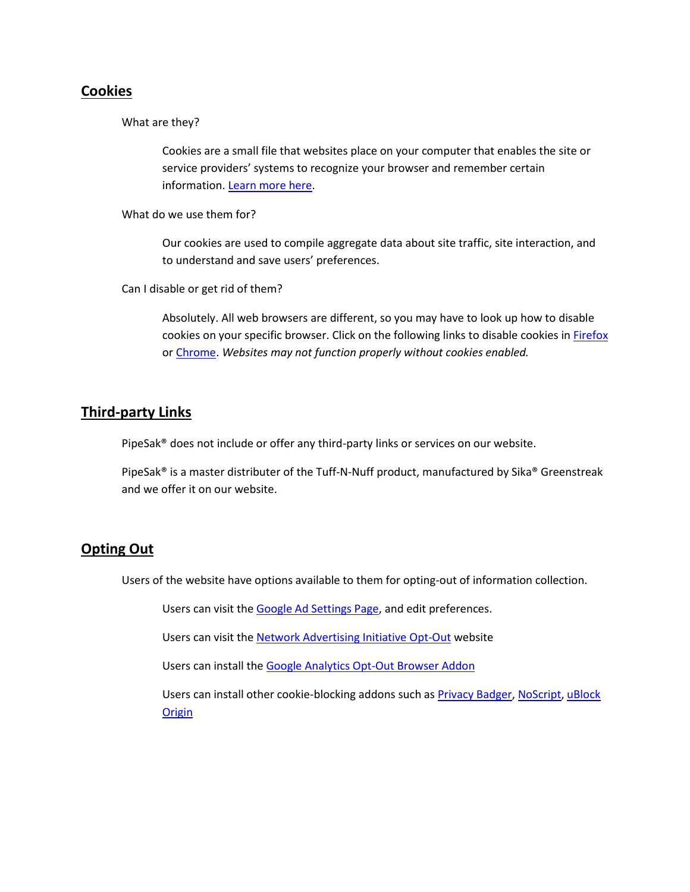## Cookies

What are they?

Cookies are a small file that websites place on your computer that enables the site or service providers' systems to recognize your browser and remember certain information. Learn more here.

What do we use them for?

Our cookies are used to compile aggregate data about site traffic, site interaction, and to understand and save users' preferences.

Can I disable or get rid of them?

Absolutely. All web browsers are different, so you may have to look up how to disable cookies on your specific browser. Click on the following links to disable cookies in Firefox or Chrome. *Websites may not function properly without cookies enabled.*

## Third-party Links

PipeSak® does not include or offer any third-party links or services on our website.

PipeSak® is a master distributer of the Tuff-N-Nuff product, manufactured by Sika® Greenstreak and we offer it on our website.

## Opting Out

Users of the website have options available to them for opting-out of information collection.

Users can visit the Google Ad Settings Page, and edit preferences.

Users can visit the Network Advertising Initiative Opt-Out website

Users can install the Google Analytics Opt-Out Browser Addon

Users can install other cookie-blocking addons such as Privacy Badger, NoScript, uBlock Origin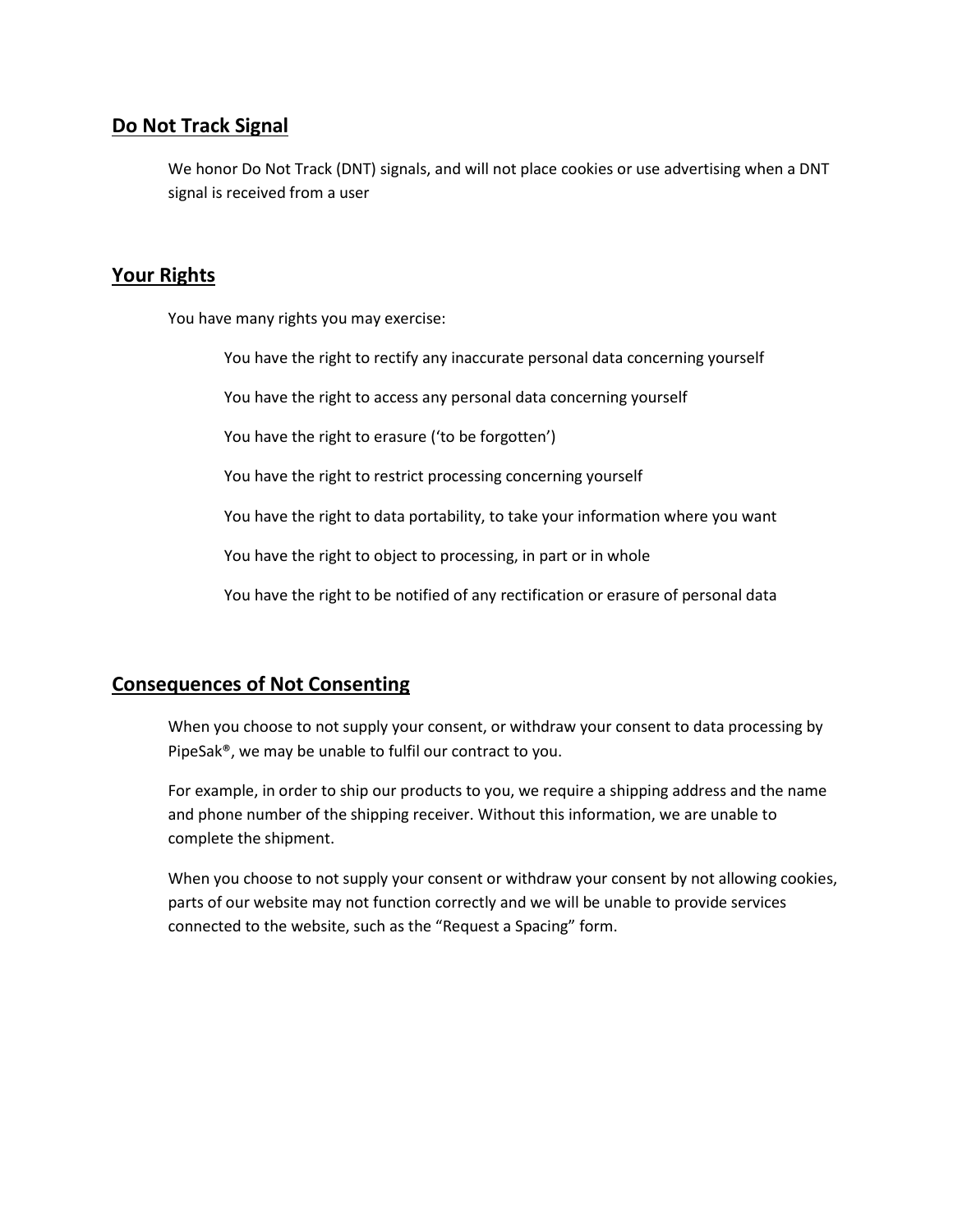## Do Not Track Signal

We honor Do Not Track (DNT) signals, and will not place cookies or use advertising when a DNT signal is received from a user

## Your Rights

You have many rights you may exercise:

- You have the right to rectify any inaccurate personal data concerning yourself
- You have the right to access any personal data concerning yourself
- You have the right to erasure ('to be forgotten')
- You have the right to restrict processing concerning yourself
- You have the right to data portability, to take your information where you want
- You have the right to object to processing, in part or in whole
- You have the right to be notified of any rectification or erasure of personal data

## Consequences of Not Consenting

When you choose to not supply your consent, or withdraw your consent to data processing by PipeSak®, we may be unable to fulfil our contract to you.

For example, in order to ship our products to you, we require a shipping address and the name and phone number of the shipping receiver. Without this information, we are unable to complete the shipment.

When you choose to not supply your consent or withdraw your consent by not allowing cookies, parts of our website may not function correctly and we will be unable to provide services connected to the website, such as the "Request a Spacing" form.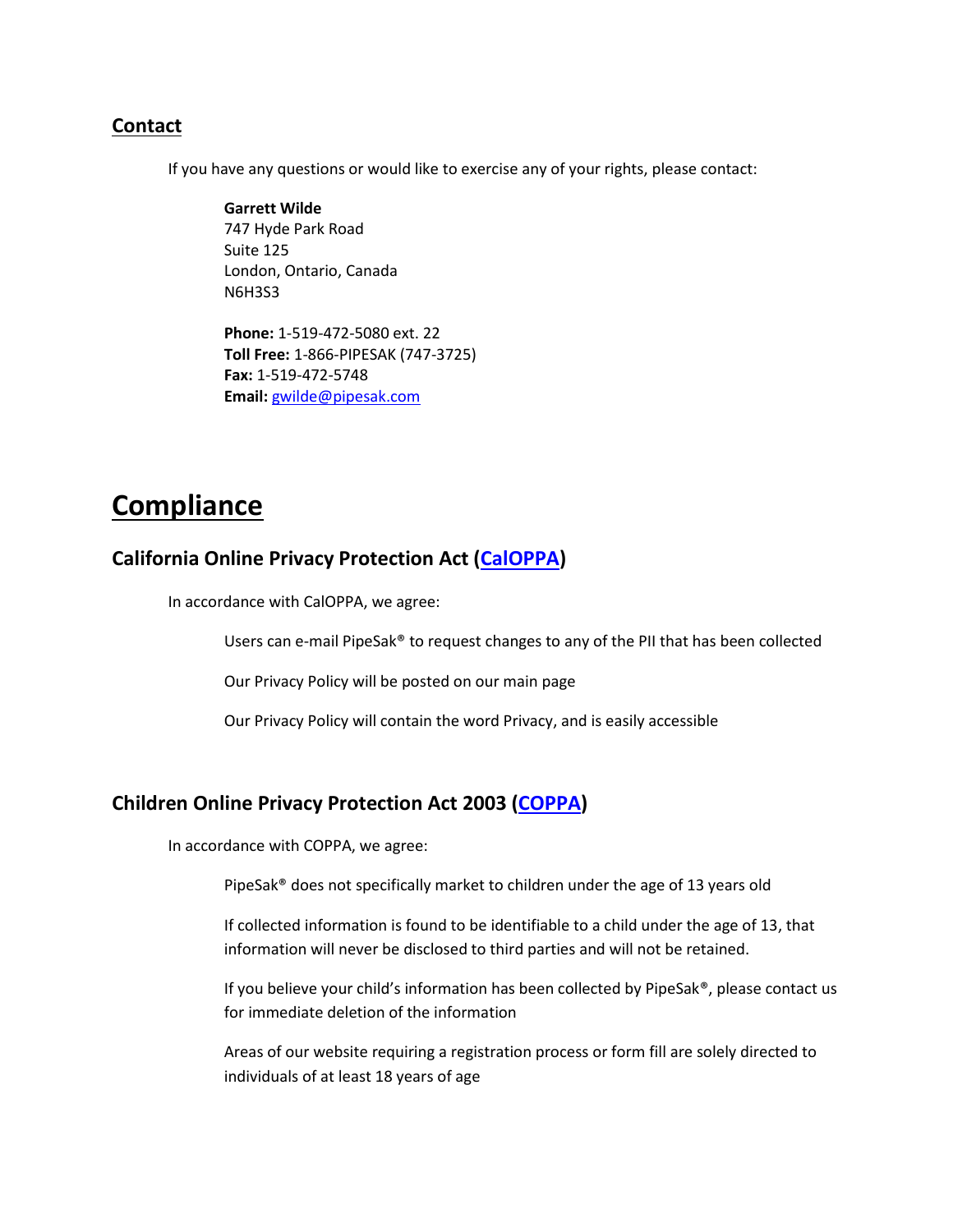### Contact

If you have any questions or would like to exercise any of your rights, please contact:

**Garrett Wilde**  
747 Hyde Park Road  
Suite 125  
London, Ontario, Canada  
N6H3S3

**Phone:** 1-519-472-5080 ext. 22  
**Toll Free:** 1-866-PIPESAK (747-3725)  
**Fax:** 1-519-472-5748  
**Email:** gwilde@pipesak.com

## Compliance

### California Online Privacy Protection Act (CalOPPA)

In accordance with CalOPPA, we agree:

Users can e-mail PipeSak® to request changes to any of the PII that has been collected

Our Privacy Policy will be posted on our main page

Our Privacy Policy will contain the word Privacy, and is easily accessible

### Children Online Privacy Protection Act 2003 (COPPA)

In accordance with COPPA, we agree:

PipeSak® does not specifically market to children under the age of 13 years old

If collected information is found to be identifiable to a child under the age of 13, that information will never be disclosed to third parties and will not be retained.

If you believe your child's information has been collected by PipeSak®, please contact us for immediate deletion of the information

Areas of our website requiring a registration process or form fill are solely directed to individuals of at least 18 years of age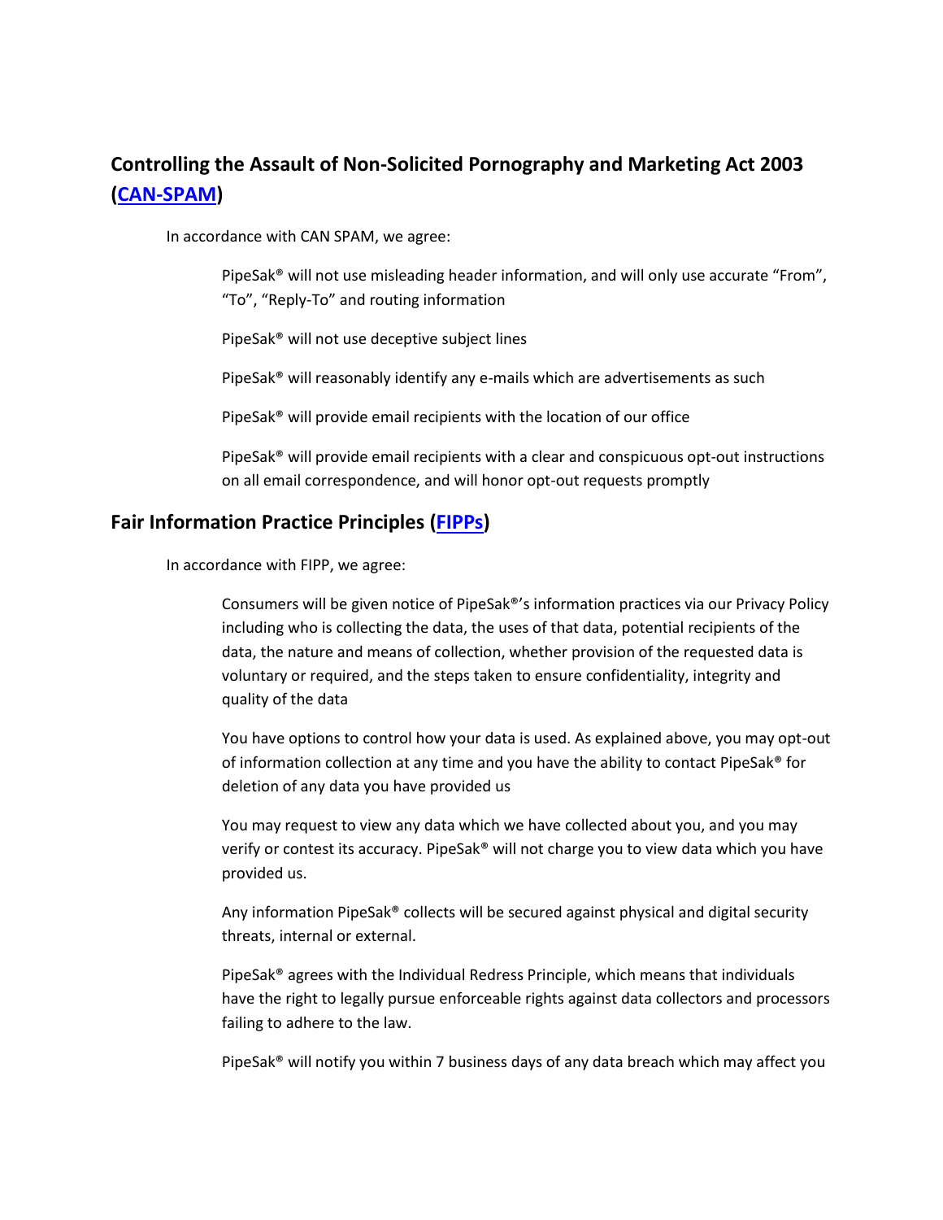## Controlling the Assault of Non-Solicited Pornography and Marketing Act 2003 (CAN-SPAM)

In accordance with CAN SPAM, we agree:

PipeSak® will not use misleading header information, and will only use accurate “From”, “To”, “Reply-To” and routing information

PipeSak® will not use deceptive subject lines

PipeSak® will reasonably identify any e-mails which are advertisements as such

PipeSak® will provide email recipients with the location of our office

PipeSak® will provide email recipients with a clear and conspicuous opt-out instructions on all email correspondence, and will honor opt-out requests promptly

## Fair Information Practice Principles (FIPPs)

In accordance with FIPP, we agree:

Consumers will be given notice of PipeSak®’s information practices via our Privacy Policy including who is collecting the data, the uses of that data, potential recipients of the data, the nature and means of collection, whether provision of the requested data is voluntary or required, and the steps taken to ensure confidentiality, integrity and quality of the data

You have options to control how your data is used. As explained above, you may opt-out of information collection at any time and you have the ability to contact PipeSak® for deletion of any data you have provided us

You may request to view any data which we have collected about you, and you may verify or contest its accuracy. PipeSak® will not charge you to view data which you have provided us.

Any information PipeSak® collects will be secured against physical and digital security threats, internal or external.

PipeSak® agrees with the Individual Redress Principle, which means that individuals have the right to legally pursue enforceable rights against data collectors and processors failing to adhere to the law.

PipeSak® will notify you within 7 business days of any data breach which may affect you